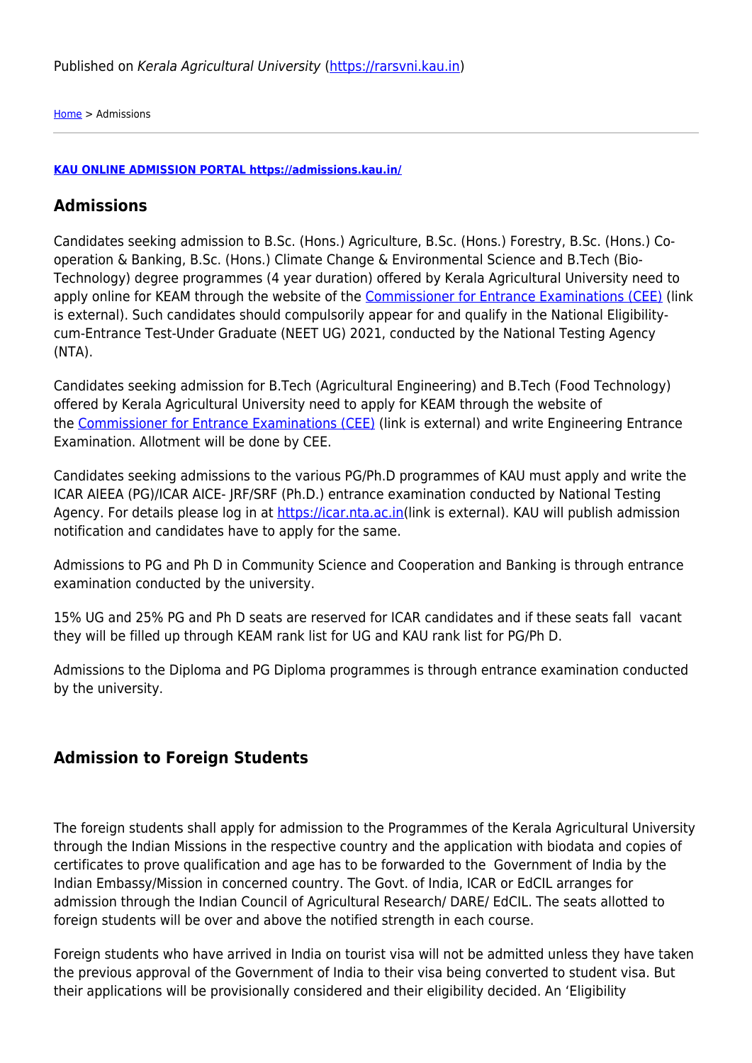Published on *Kerala Agricultural University* (https://rarsvni.kau.in)

Home > Admissions

**KAU ONLINE ADMISSION PORTAL https://admissions.kau.in/**

## Admissions

Candidates seeking admission to B.Sc. (Hons.) Agriculture, B.Sc. (Hons.) Forestry, B.Sc. (Hons.) Co-operation & Banking, B.Sc. (Hons.) Climate Change & Environmental Science and B.Tech (Bio-Technology) degree programmes (4 year duration) offered by Kerala Agricultural University need to apply online for KEAM through the website of the Commissioner for Entrance Examinations (CEE) (link is external). Such candidates should compulsorily appear for and qualify in the National Eligibility-cum-Entrance Test-Under Graduate (NEET UG) 2021, conducted by the National Testing Agency (NTA).

Candidates seeking admission for B.Tech (Agricultural Engineering) and B.Tech (Food Technology) offered by Kerala Agricultural University need to apply for KEAM through the website of the Commissioner for Entrance Examinations (CEE) (link is external) and write Engineering Entrance Examination. Allotment will be done by CEE.

Candidates seeking admissions to the various PG/Ph.D programmes of KAU must apply and write the ICAR AIEEA (PG)/ICAR AICE- JRF/SRF (Ph.D.) entrance examination conducted by National Testing Agency. For details please log in at https://icar.nta.ac.in(link is external). KAU will publish admission notification and candidates have to apply for the same.

Admissions to PG and Ph D in Community Science and Cooperation and Banking is through entrance examination conducted by the university.

15% UG and 25% PG and Ph D seats are reserved for ICAR candidates and if these seats fall vacant they will be filled up through KEAM rank list for UG and KAU rank list for PG/Ph D.

Admissions to the Diploma and PG Diploma programmes is through entrance examination conducted by the university.

## Admission to Foreign Students

The foreign students shall apply for admission to the Programmes of the Kerala Agricultural University through the Indian Missions in the respective country and the application with biodata and copies of certificates to prove qualification and age has to be forwarded to the Government of India by the Indian Embassy/Mission in concerned country. The Govt. of India, ICAR or EdCIL arranges for admission through the Indian Council of Agricultural Research/ DARE/ EdCIL. The seats allotted to foreign students will be over and above the notified strength in each course.

Foreign students who have arrived in India on tourist visa will not be admitted unless they have taken the previous approval of the Government of India to their visa being converted to student visa. But their applications will be provisionally considered and their eligibility decided. An 'Eligibility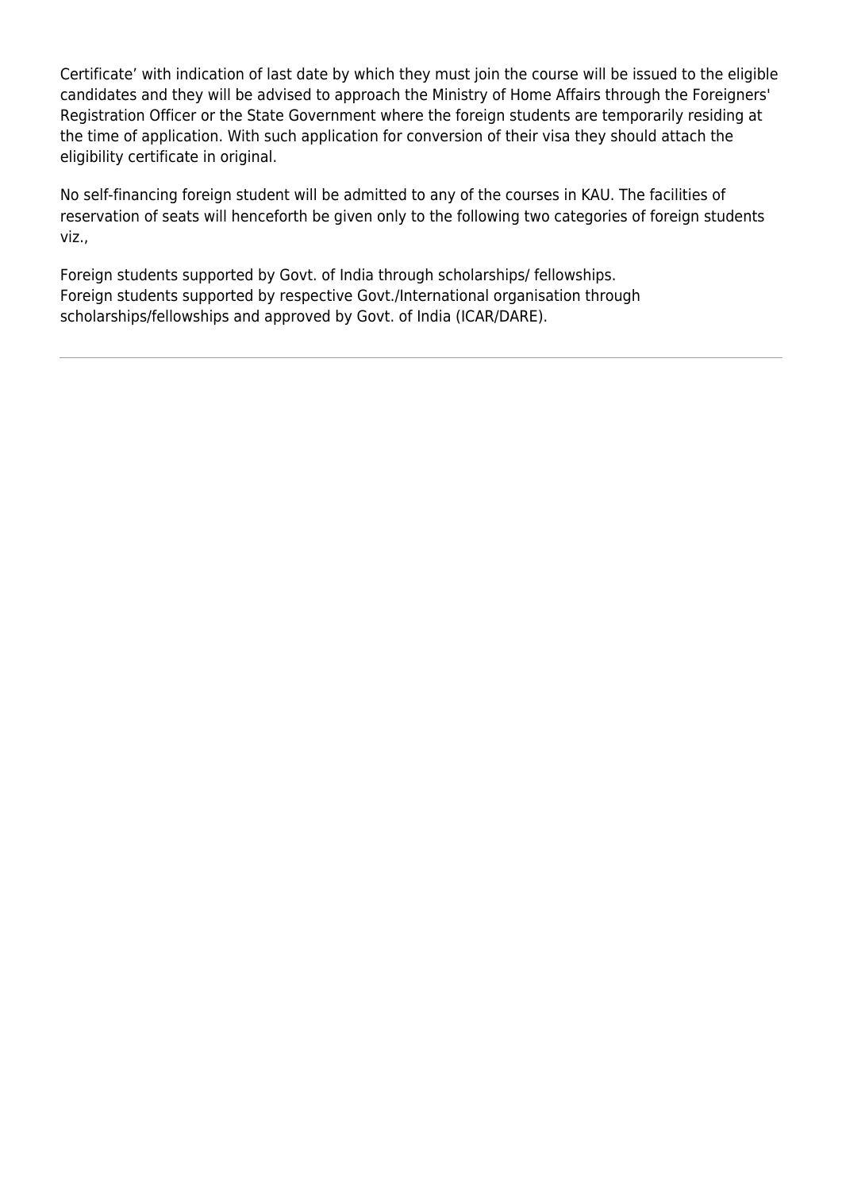Certificate' with indication of last date by which they must join the course will be issued to the eligible candidates and they will be advised to approach the Ministry of Home Affairs through the Foreigners' Registration Officer or the State Government where the foreign students are temporarily residing at the time of application. With such application for conversion of their visa they should attach the eligibility certificate in original.

No self-financing foreign student will be admitted to any of the courses in KAU. The facilities of reservation of seats will henceforth be given only to the following two categories of foreign students viz.,

Foreign students supported by Govt. of India through scholarships/ fellowships.
Foreign students supported by respective Govt./International organisation through scholarships/fellowships and approved by Govt. of India (ICAR/DARE).

---